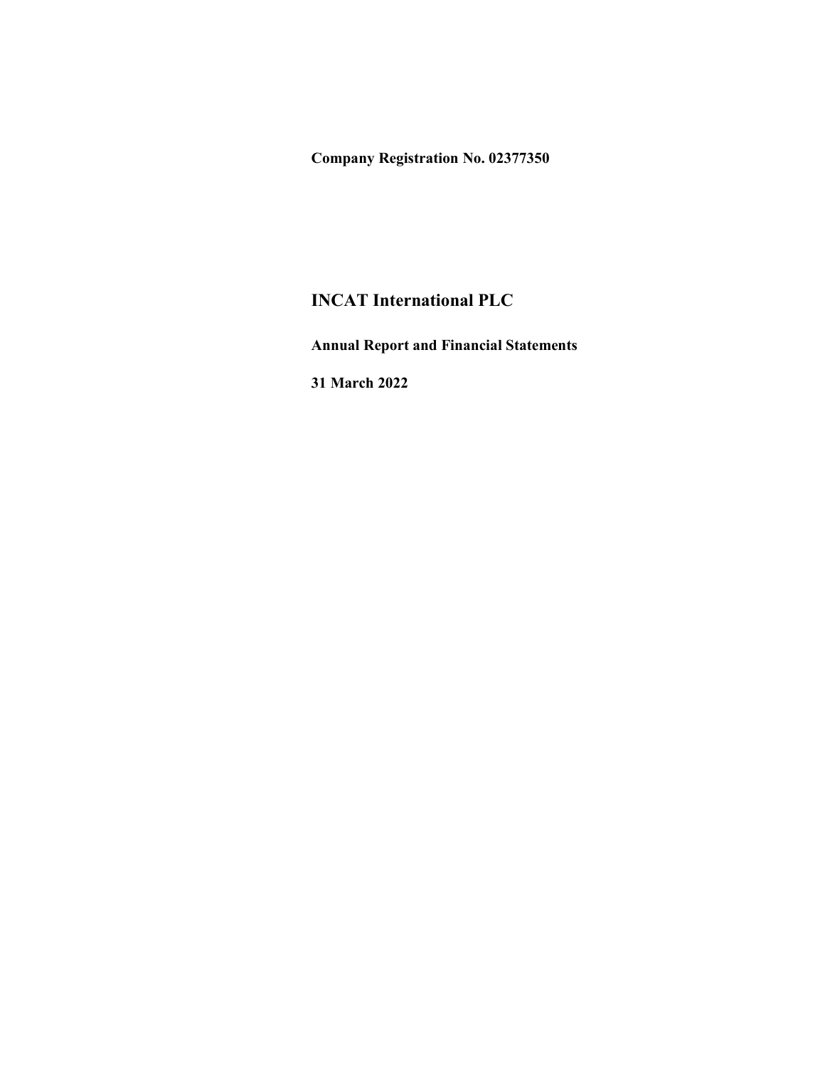**Company Registration No. 02377350**

# INCAT International PLC

**Annual Report and Financial Statements**

**31 March 2022**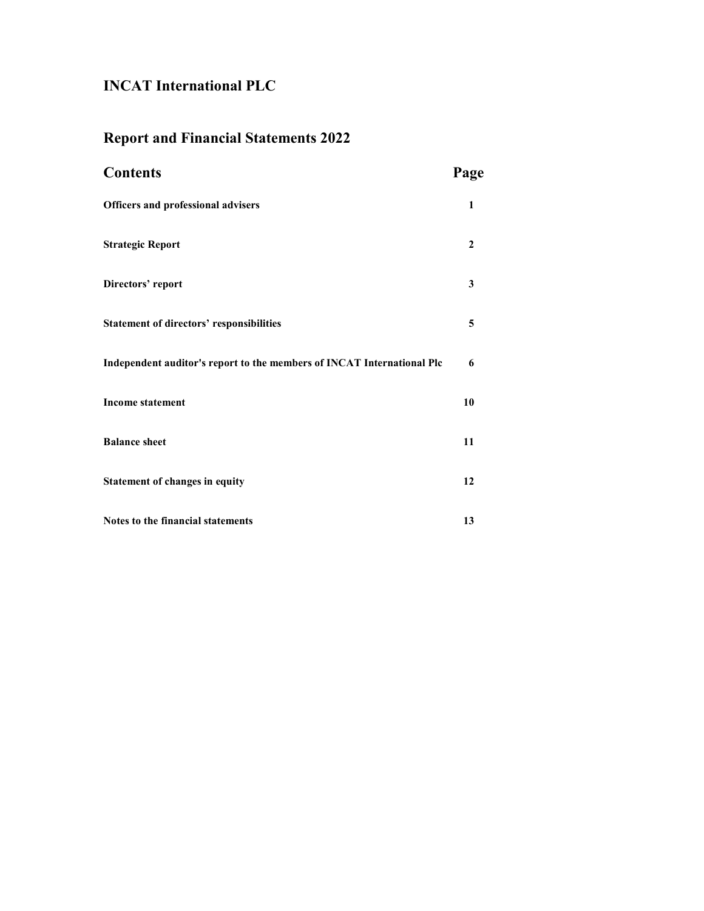# INCAT International PLC

## Report and Financial Statements 2022

| Contents | Page |
|---|---|
| **Officers and professional advisers** | **1** |
| **Strategic Report** | **2** |
| **Directors' report** | **3** |
| **Statement of directors' responsibilities** | **5** |
| **Independent auditor's report to the members of INCAT International Plc** | **6** |
| **Income statement** | **10** |
| **Balance sheet** | **11** |
| **Statement of changes in equity** | **12** |
| **Notes to the financial statements** | **13** |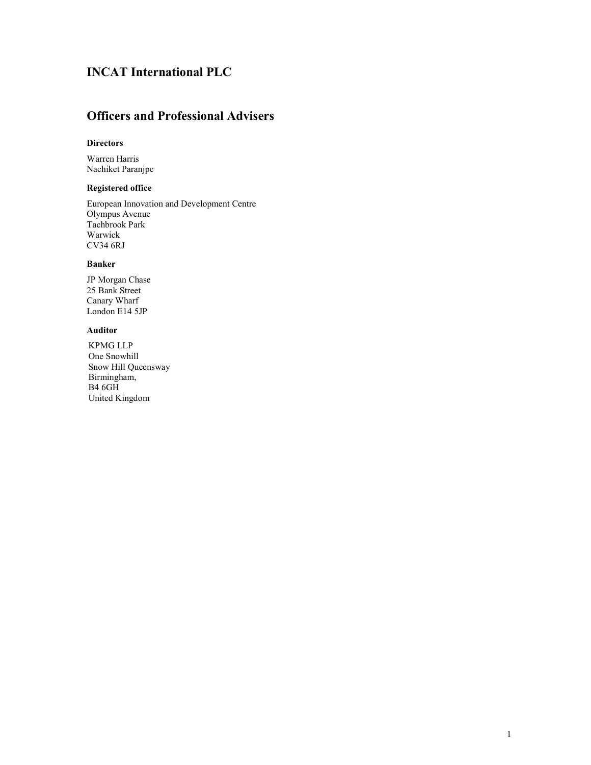# INCAT International PLC

## Officers and Professional Advisers

### Directors

Warren Harris
Nachiket Paranjpe

### Registered office

European Innovation and Development Centre
Olympus Avenue
Tachbrook Park
Warwick
CV34 6RJ

### Banker

JP Morgan Chase
25 Bank Street
Canary Wharf
London E14 5JP

### Auditor

KPMG LLP
One Snowhill
Snow Hill Queensway
Birmingham,
B4 6GH
United Kingdom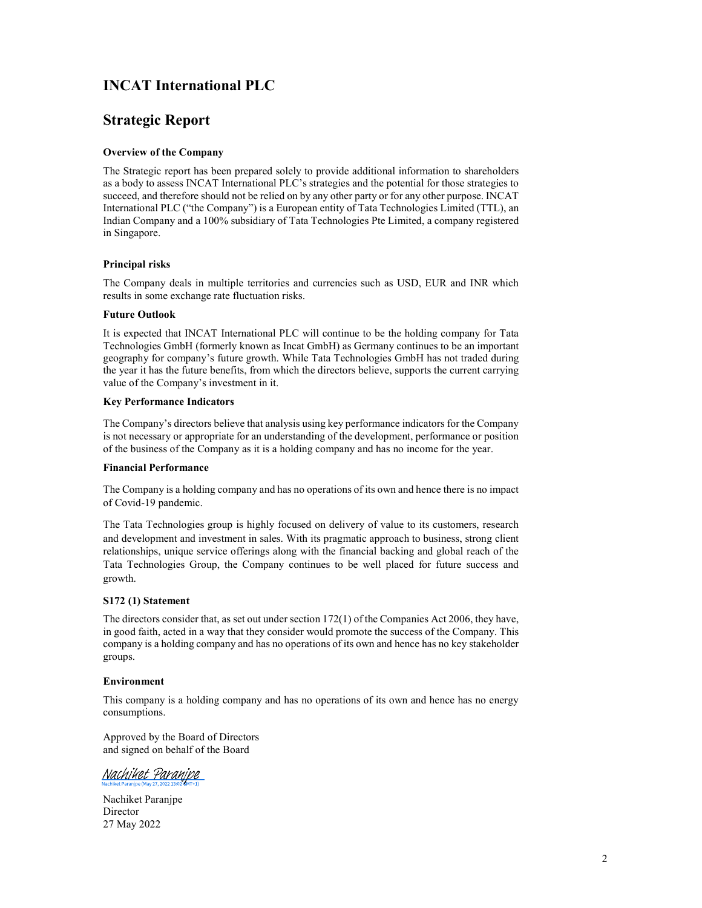# INCAT International PLC

## Strategic Report

**Overview of the Company**

The Strategic report has been prepared solely to provide additional information to shareholders as a body to assess INCAT International PLC's strategies and the potential for those strategies to succeed, and therefore should not be relied on by any other party or for any other purpose. INCAT International PLC ("the Company") is a European entity of Tata Technologies Limited (TTL), an Indian Company and a 100% subsidiary of Tata Technologies Pte Limited, a company registered in Singapore.

**Principal risks**

The Company deals in multiple territories and currencies such as USD, EUR and INR which results in some exchange rate fluctuation risks.

**Future Outlook**

It is expected that INCAT International PLC will continue to be the holding company for Tata Technologies GmbH (formerly known as Incat GmbH) as Germany continues to be an important geography for company's future growth. While Tata Technologies GmbH has not traded during the year it has the future benefits, from which the directors believe, supports the current carrying value of the Company's investment in it.

**Key Performance Indicators**

The Company's directors believe that analysis using key performance indicators for the Company is not necessary or appropriate for an understanding of the development, performance or position of the business of the Company as it is a holding company and has no income for the year.

**Financial Performance**

The Company is a holding company and has no operations of its own and hence there is no impact of Covid-19 pandemic.

The Tata Technologies group is highly focused on delivery of value to its customers, research and development and investment in sales. With its pragmatic approach to business, strong client relationships, unique service offerings along with the financial backing and global reach of the Tata Technologies Group, the Company continues to be well placed for future success and growth.

**S172 (1) Statement**

The directors consider that, as set out under section 172(1) of the Companies Act 2006, they have, in good faith, acted in a way that they consider would promote the success of the Company. This company is a holding company and has no operations of its own and hence has no key stakeholder groups.

**Environment**

This company is a holding company and has no operations of its own and hence has no energy consumptions.

Approved by the Board of Directors
and signed on behalf of the Board

Nachiket Paranjpe
Nachiket Paranjpe (May 27, 2022 13:02 GMT+1)

Nachiket Paranjpe
Director
27 May 2022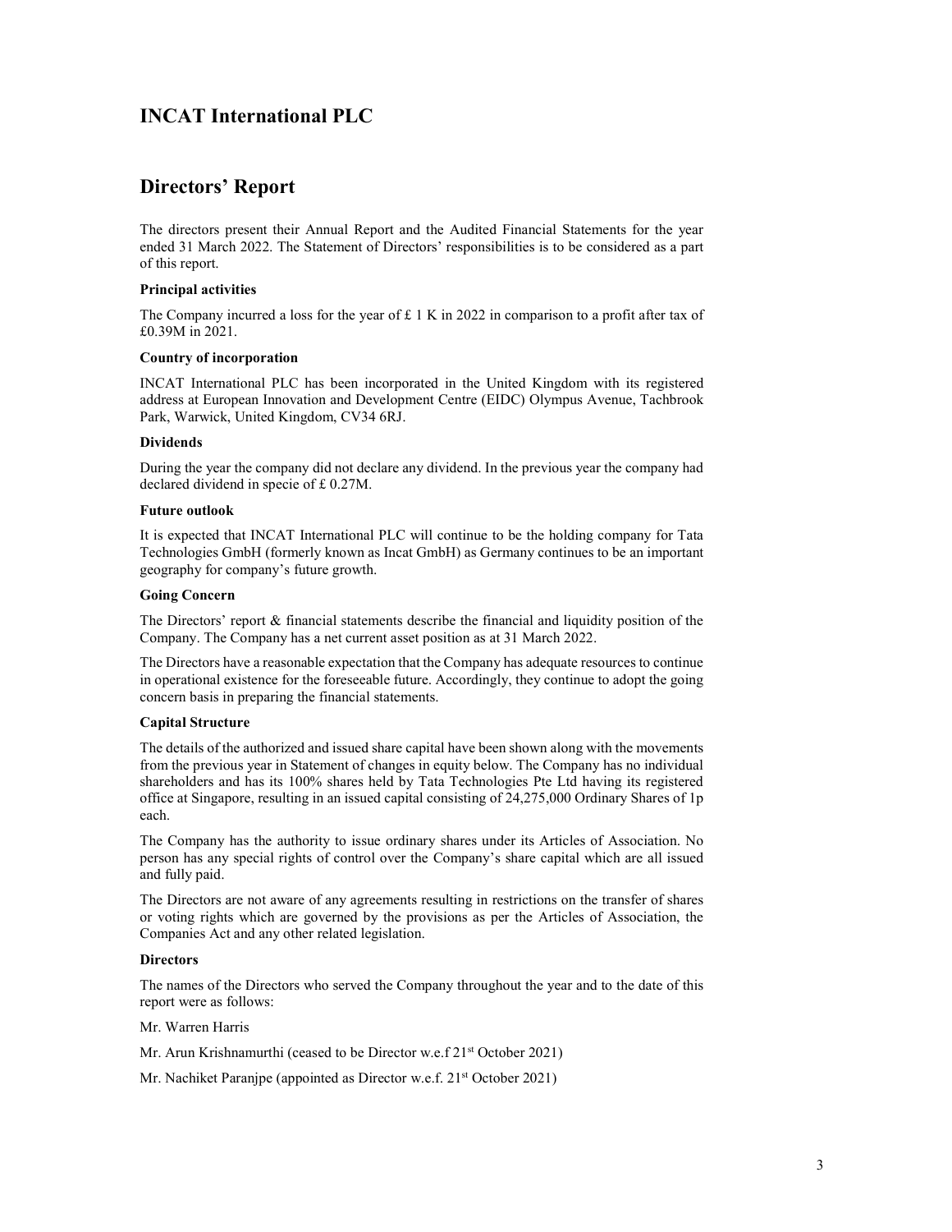# INCAT International PLC

## Directors' Report

The directors present their Annual Report and the Audited Financial Statements for the year ended 31 March 2022. The Statement of Directors' responsibilities is to be considered as a part of this report.

**Principal activities**

The Company incurred a loss for the year of £ 1 K in 2022 in comparison to a profit after tax of £0.39M in 2021.

**Country of incorporation**

INCAT International PLC has been incorporated in the United Kingdom with its registered address at European Innovation and Development Centre (EIDC) Olympus Avenue, Tachbrook Park, Warwick, United Kingdom, CV34 6RJ.

**Dividends**

During the year the company did not declare any dividend. In the previous year the company had declared dividend in specie of £ 0.27M.

**Future outlook**

It is expected that INCAT International PLC will continue to be the holding company for Tata Technologies GmbH (formerly known as Incat GmbH) as Germany continues to be an important geography for company's future growth.

**Going Concern**

The Directors' report & financial statements describe the financial and liquidity position of the Company. The Company has a net current asset position as at 31 March 2022.

The Directors have a reasonable expectation that the Company has adequate resources to continue in operational existence for the foreseeable future. Accordingly, they continue to adopt the going concern basis in preparing the financial statements.

**Capital Structure**

The details of the authorized and issued share capital have been shown along with the movements from the previous year in Statement of changes in equity below. The Company has no individual shareholders and has its 100% shares held by Tata Technologies Pte Ltd having its registered office at Singapore, resulting in an issued capital consisting of 24,275,000 Ordinary Shares of 1p each.

The Company has the authority to issue ordinary shares under its Articles of Association. No person has any special rights of control over the Company's share capital which are all issued and fully paid.

The Directors are not aware of any agreements resulting in restrictions on the transfer of shares or voting rights which are governed by the provisions as per the Articles of Association, the Companies Act and any other related legislation.

**Directors**

The names of the Directors who served the Company throughout the year and to the date of this report were as follows:

Mr. Warren Harris

Mr. Arun Krishnamurthi (ceased to be Director w.e.f 21st October 2021)

Mr. Nachiket Paranjpe (appointed as Director w.e.f. 21st October 2021)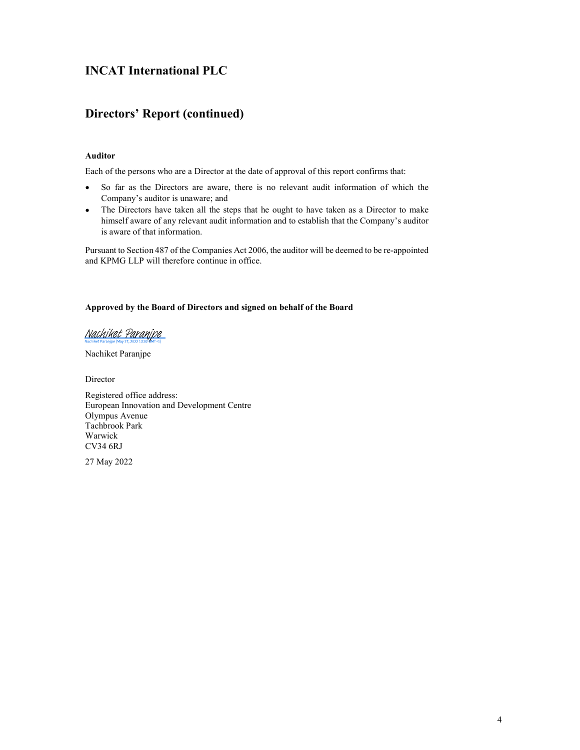# INCAT International PLC

## Directors' Report (continued)

**Auditor**

Each of the persons who are a Director at the date of approval of this report confirms that:

- So far as the Directors are aware, there is no relevant audit information of which the Company's auditor is unaware; and
- The Directors have taken all the steps that he ought to have taken as a Director to make himself aware of any relevant audit information and to establish that the Company's auditor is aware of that information.

Pursuant to Section 487 of the Companies Act 2006, the auditor will be deemed to be re-appointed and KPMG LLP will therefore continue in office.

**Approved by the Board of Directors and signed on behalf of the Board**

Nachiket Paranjpe
Nachiket Paranjpe (May 27, 2022 13:02 GMT+1)

Nachiket Paranjpe

Director

Registered office address:
European Innovation and Development Centre
Olympus Avenue
Tachbrook Park
Warwick
CV34 6RJ

27 May 2022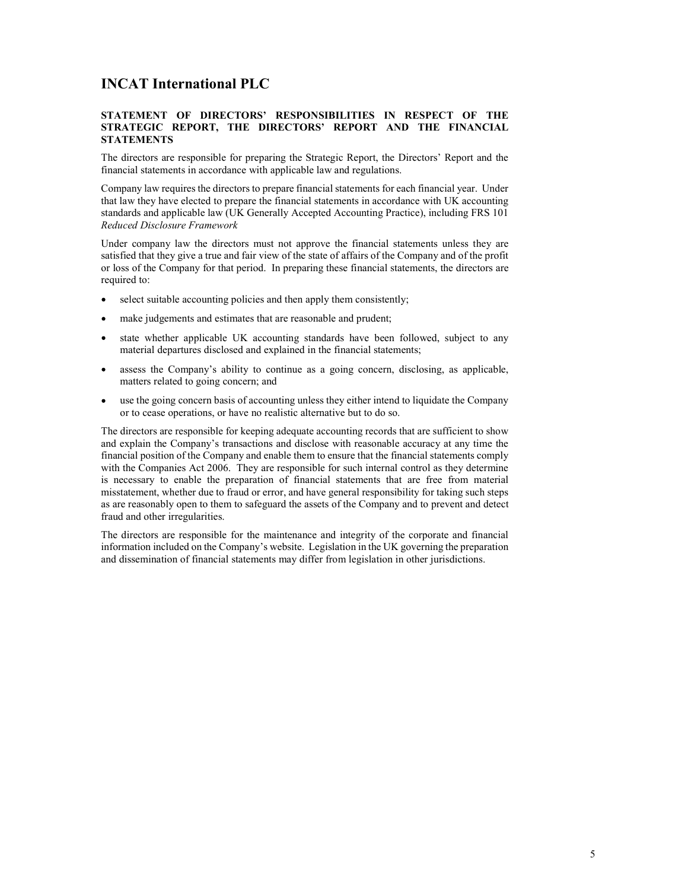# INCAT International PLC

## STATEMENT OF DIRECTORS' RESPONSIBILITIES IN RESPECT OF THE STRATEGIC REPORT, THE DIRECTORS' REPORT AND THE FINANCIAL STATEMENTS

The directors are responsible for preparing the Strategic Report, the Directors' Report and the financial statements in accordance with applicable law and regulations.

Company law requires the directors to prepare financial statements for each financial year. Under that law they have elected to prepare the financial statements in accordance with UK accounting standards and applicable law (UK Generally Accepted Accounting Practice), including FRS 101 *Reduced Disclosure Framework*

Under company law the directors must not approve the financial statements unless they are satisfied that they give a true and fair view of the state of affairs of the Company and of the profit or loss of the Company for that period. In preparing these financial statements, the directors are required to:

- select suitable accounting policies and then apply them consistently;
- make judgements and estimates that are reasonable and prudent;
- state whether applicable UK accounting standards have been followed, subject to any material departures disclosed and explained in the financial statements;
- assess the Company's ability to continue as a going concern, disclosing, as applicable, matters related to going concern; and
- use the going concern basis of accounting unless they either intend to liquidate the Company or to cease operations, or have no realistic alternative but to do so.

The directors are responsible for keeping adequate accounting records that are sufficient to show and explain the Company's transactions and disclose with reasonable accuracy at any time the financial position of the Company and enable them to ensure that the financial statements comply with the Companies Act 2006. They are responsible for such internal control as they determine is necessary to enable the preparation of financial statements that are free from material misstatement, whether due to fraud or error, and have general responsibility for taking such steps as are reasonably open to them to safeguard the assets of the Company and to prevent and detect fraud and other irregularities.

The directors are responsible for the maintenance and integrity of the corporate and financial information included on the Company's website. Legislation in the UK governing the preparation and dissemination of financial statements may differ from legislation in other jurisdictions.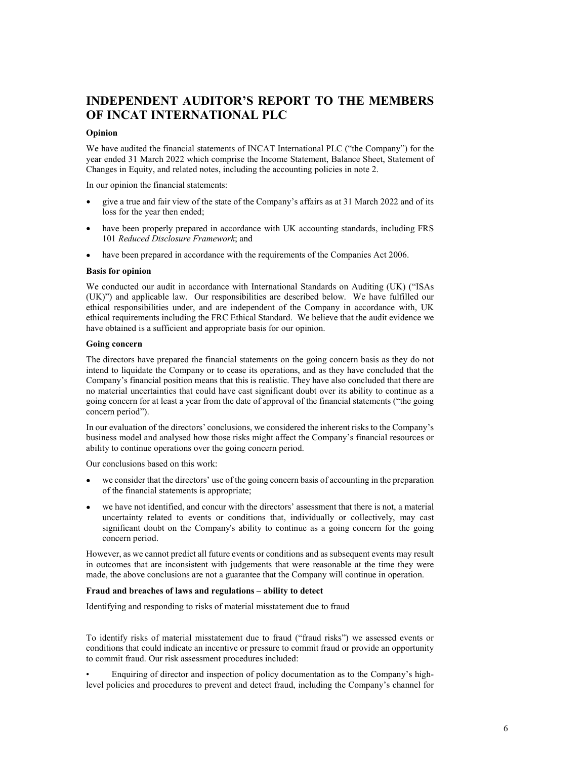# INDEPENDENT AUDITOR'S REPORT TO THE MEMBERS OF INCAT INTERNATIONAL PLC

**Opinion**

We have audited the financial statements of INCAT International PLC ("the Company") for the year ended 31 March 2022 which comprise the Income Statement, Balance Sheet, Statement of Changes in Equity, and related notes, including the accounting policies in note 2.

In our opinion the financial statements:

- give a true and fair view of the state of the Company's affairs as at 31 March 2022 and of its loss for the year then ended;
- have been properly prepared in accordance with UK accounting standards, including FRS 101 *Reduced Disclosure Framework*; and
- have been prepared in accordance with the requirements of the Companies Act 2006.

**Basis for opinion**

We conducted our audit in accordance with International Standards on Auditing (UK) ("ISAs (UK)") and applicable law. Our responsibilities are described below. We have fulfilled our ethical responsibilities under, and are independent of the Company in accordance with, UK ethical requirements including the FRC Ethical Standard. We believe that the audit evidence we have obtained is a sufficient and appropriate basis for our opinion.

**Going concern**

The directors have prepared the financial statements on the going concern basis as they do not intend to liquidate the Company or to cease its operations, and as they have concluded that the Company's financial position means that this is realistic. They have also concluded that there are no material uncertainties that could have cast significant doubt over its ability to continue as a going concern for at least a year from the date of approval of the financial statements ("the going concern period").

In our evaluation of the directors' conclusions, we considered the inherent risks to the Company's business model and analysed how those risks might affect the Company's financial resources or ability to continue operations over the going concern period.

Our conclusions based on this work:

- we consider that the directors' use of the going concern basis of accounting in the preparation of the financial statements is appropriate;
- we have not identified, and concur with the directors' assessment that there is not, a material uncertainty related to events or conditions that, individually or collectively, may cast significant doubt on the Company's ability to continue as a going concern for the going concern period.

However, as we cannot predict all future events or conditions and as subsequent events may result in outcomes that are inconsistent with judgements that were reasonable at the time they were made, the above conclusions are not a guarantee that the Company will continue in operation.

**Fraud and breaches of laws and regulations – ability to detect**

Identifying and responding to risks of material misstatement due to fraud

To identify risks of material misstatement due to fraud ("fraud risks") we assessed events or conditions that could indicate an incentive or pressure to commit fraud or provide an opportunity to commit fraud. Our risk assessment procedures included:

- Enquiring of director and inspection of policy documentation as to the Company's high-level policies and procedures to prevent and detect fraud, including the Company's channel for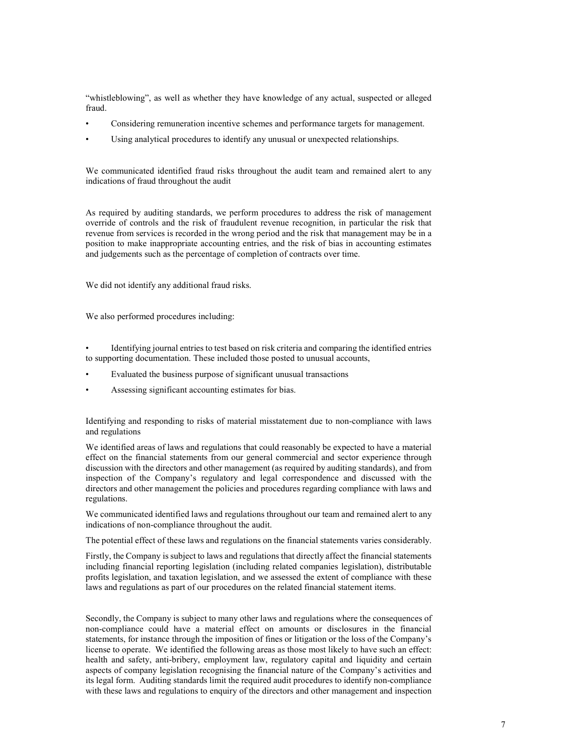"whistleblowing", as well as whether they have knowledge of any actual, suspected or alleged fraud.

- Considering remuneration incentive schemes and performance targets for management.
- Using analytical procedures to identify any unusual or unexpected relationships.

We communicated identified fraud risks throughout the audit team and remained alert to any indications of fraud throughout the audit

As required by auditing standards, we perform procedures to address the risk of management override of controls and the risk of fraudulent revenue recognition, in particular the risk that revenue from services is recorded in the wrong period and the risk that management may be in a position to make inappropriate accounting entries, and the risk of bias in accounting estimates and judgements such as the percentage of completion of contracts over time.

We did not identify any additional fraud risks.

We also performed procedures including:

- Identifying journal entries to test based on risk criteria and comparing the identified entries to supporting documentation. These included those posted to unusual accounts,
- Evaluated the business purpose of significant unusual transactions
- Assessing significant accounting estimates for bias.

Identifying and responding to risks of material misstatement due to non-compliance with laws and regulations

We identified areas of laws and regulations that could reasonably be expected to have a material effect on the financial statements from our general commercial and sector experience through discussion with the directors and other management (as required by auditing standards), and from inspection of the Company's regulatory and legal correspondence and discussed with the directors and other management the policies and procedures regarding compliance with laws and regulations.

We communicated identified laws and regulations throughout our team and remained alert to any indications of non-compliance throughout the audit.

The potential effect of these laws and regulations on the financial statements varies considerably.

Firstly, the Company is subject to laws and regulations that directly affect the financial statements including financial reporting legislation (including related companies legislation), distributable profits legislation, and taxation legislation, and we assessed the extent of compliance with these laws and regulations as part of our procedures on the related financial statement items.

Secondly, the Company is subject to many other laws and regulations where the consequences of non-compliance could have a material effect on amounts or disclosures in the financial statements, for instance through the imposition of fines or litigation or the loss of the Company's license to operate. We identified the following areas as those most likely to have such an effect: health and safety, anti-bribery, employment law, regulatory capital and liquidity and certain aspects of company legislation recognising the financial nature of the Company's activities and its legal form. Auditing standards limit the required audit procedures to identify non-compliance with these laws and regulations to enquiry of the directors and other management and inspection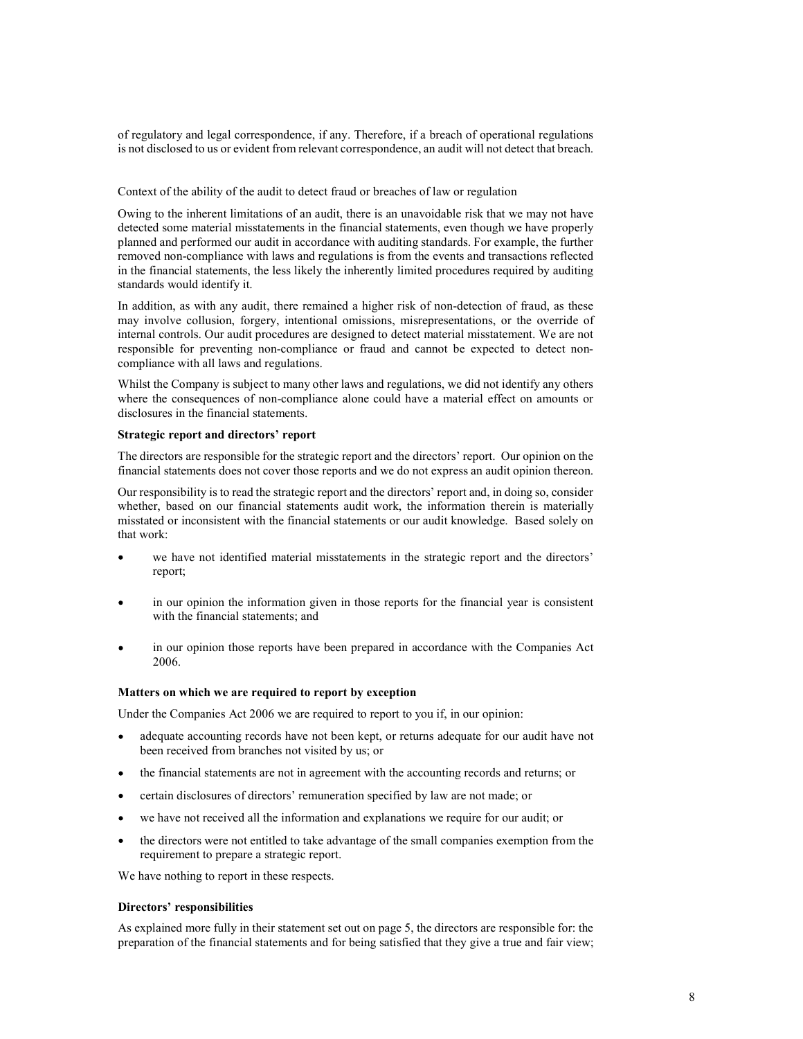of regulatory and legal correspondence, if any. Therefore, if a breach of operational regulations is not disclosed to us or evident from relevant correspondence, an audit will not detect that breach.

Context of the ability of the audit to detect fraud or breaches of law or regulation

Owing to the inherent limitations of an audit, there is an unavoidable risk that we may not have detected some material misstatements in the financial statements, even though we have properly planned and performed our audit in accordance with auditing standards. For example, the further removed non-compliance with laws and regulations is from the events and transactions reflected in the financial statements, the less likely the inherently limited procedures required by auditing standards would identify it.

In addition, as with any audit, there remained a higher risk of non-detection of fraud, as these may involve collusion, forgery, intentional omissions, misrepresentations, or the override of internal controls. Our audit procedures are designed to detect material misstatement. We are not responsible for preventing non-compliance or fraud and cannot be expected to detect non-compliance with all laws and regulations.

Whilst the Company is subject to many other laws and regulations, we did not identify any others where the consequences of non-compliance alone could have a material effect on amounts or disclosures in the financial statements.

**Strategic report and directors' report**

The directors are responsible for the strategic report and the directors' report. Our opinion on the financial statements does not cover those reports and we do not express an audit opinion thereon.

Our responsibility is to read the strategic report and the directors' report and, in doing so, consider whether, based on our financial statements audit work, the information therein is materially misstated or inconsistent with the financial statements or our audit knowledge. Based solely on that work:

- we have not identified material misstatements in the strategic report and the directors' report;
- in our opinion the information given in those reports for the financial year is consistent with the financial statements; and
- in our opinion those reports have been prepared in accordance with the Companies Act 2006.

**Matters on which we are required to report by exception**

Under the Companies Act 2006 we are required to report to you if, in our opinion:

- adequate accounting records have not been kept, or returns adequate for our audit have not been received from branches not visited by us; or
- the financial statements are not in agreement with the accounting records and returns; or
- certain disclosures of directors' remuneration specified by law are not made; or
- we have not received all the information and explanations we require for our audit; or
- the directors were not entitled to take advantage of the small companies exemption from the requirement to prepare a strategic report.

We have nothing to report in these respects.

**Directors' responsibilities**

As explained more fully in their statement set out on page 5, the directors are responsible for: the preparation of the financial statements and for being satisfied that they give a true and fair view;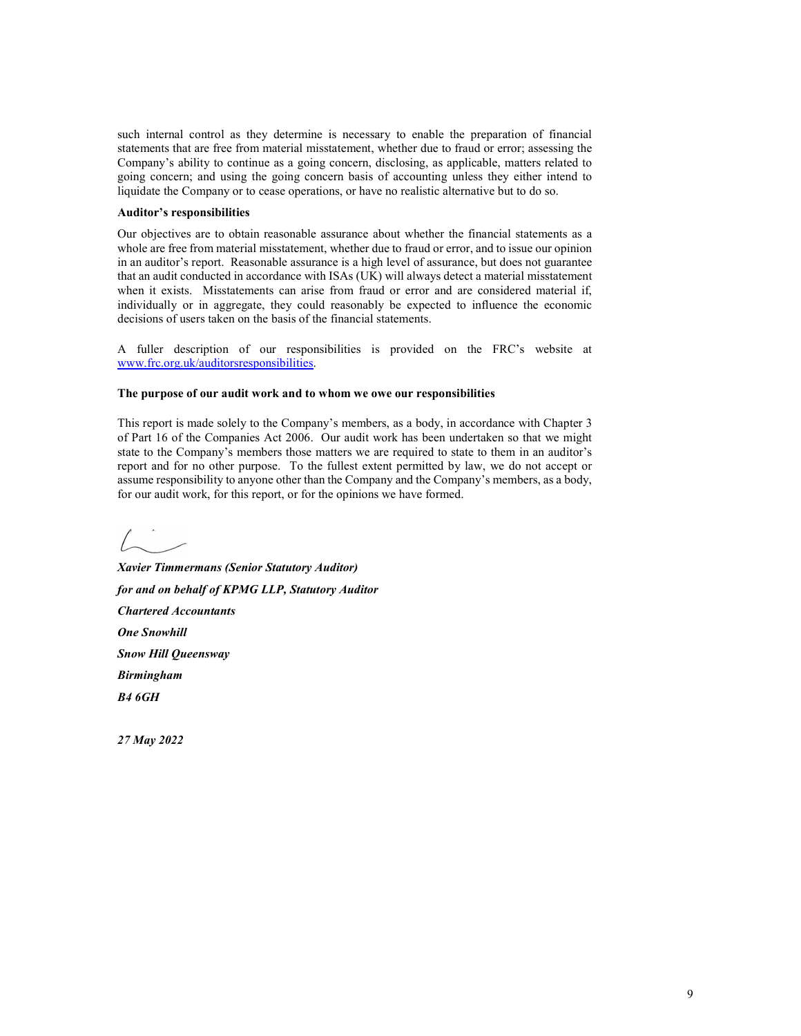such internal control as they determine is necessary to enable the preparation of financial statements that are free from material misstatement, whether due to fraud or error; assessing the Company's ability to continue as a going concern, disclosing, as applicable, matters related to going concern; and using the going concern basis of accounting unless they either intend to liquidate the Company or to cease operations, or have no realistic alternative but to do so.

**Auditor's responsibilities**

Our objectives are to obtain reasonable assurance about whether the financial statements as a whole are free from material misstatement, whether due to fraud or error, and to issue our opinion in an auditor's report. Reasonable assurance is a high level of assurance, but does not guarantee that an audit conducted in accordance with ISAs (UK) will always detect a material misstatement when it exists. Misstatements can arise from fraud or error and are considered material if, individually or in aggregate, they could reasonably be expected to influence the economic decisions of users taken on the basis of the financial statements.

A fuller description of our responsibilities is provided on the FRC's website at www.frc.org.uk/auditorsresponsibilities.

**The purpose of our audit work and to whom we owe our responsibilities**

This report is made solely to the Company's members, as a body, in accordance with Chapter 3 of Part 16 of the Companies Act 2006. Our audit work has been undertaken so that we might state to the Company's members those matters we are required to state to them in an auditor's report and for no other purpose. To the fullest extent permitted by law, we do not accept or assume responsibility to anyone other than the Company and the Company's members, as a body, for our audit work, for this report, or for the opinions we have formed.

***Xavier Timmermans (Senior Statutory Auditor)***

***for and on behalf of KPMG LLP, Statutory Auditor***

***Chartered Accountants***

***One Snowhill***

***Snow Hill Queensway***

***Birmingham***

***B4 6GH***

***27 May 2022***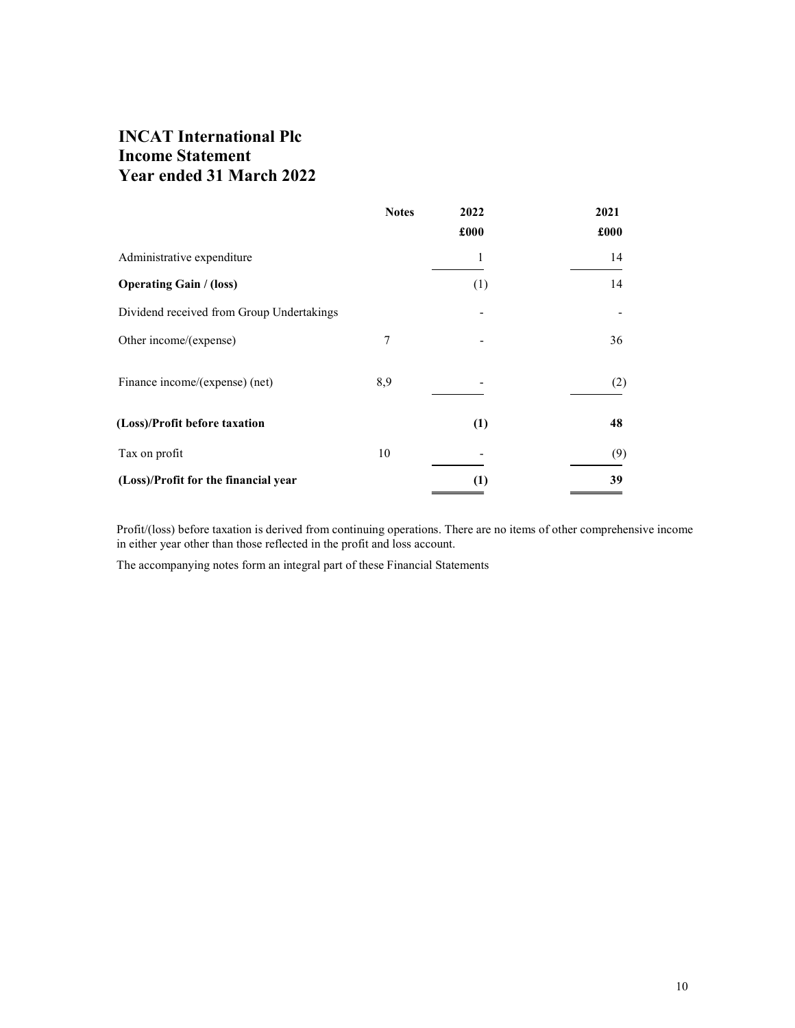# INCAT International Plc
# Income Statement
# Year ended 31 March 2022

| | Notes | 2022 | 2021 |
|---|---|---|---|
| | | £000 | £000 |
| Administrative expenditure | | 1 | 14 |
| **Operating Gain / (loss)** | | (1) | 14 |
| Dividend received from Group Undertakings | | - | - |
| Other income/(expense) | 7 | - | 36 |
| Finance income/(expense) (net) | 8,9 | - | (2) |
| **(Loss)/Profit before taxation** | | **(1)** | **48** |
| Tax on profit | 10 | - | (9) |
| **(Loss)/Profit for the financial year** | | **(1)** | **39** |

Profit/(loss) before taxation is derived from continuing operations. There are no items of other comprehensive income in either year other than those reflected in the profit and loss account.

The accompanying notes form an integral part of these Financial Statements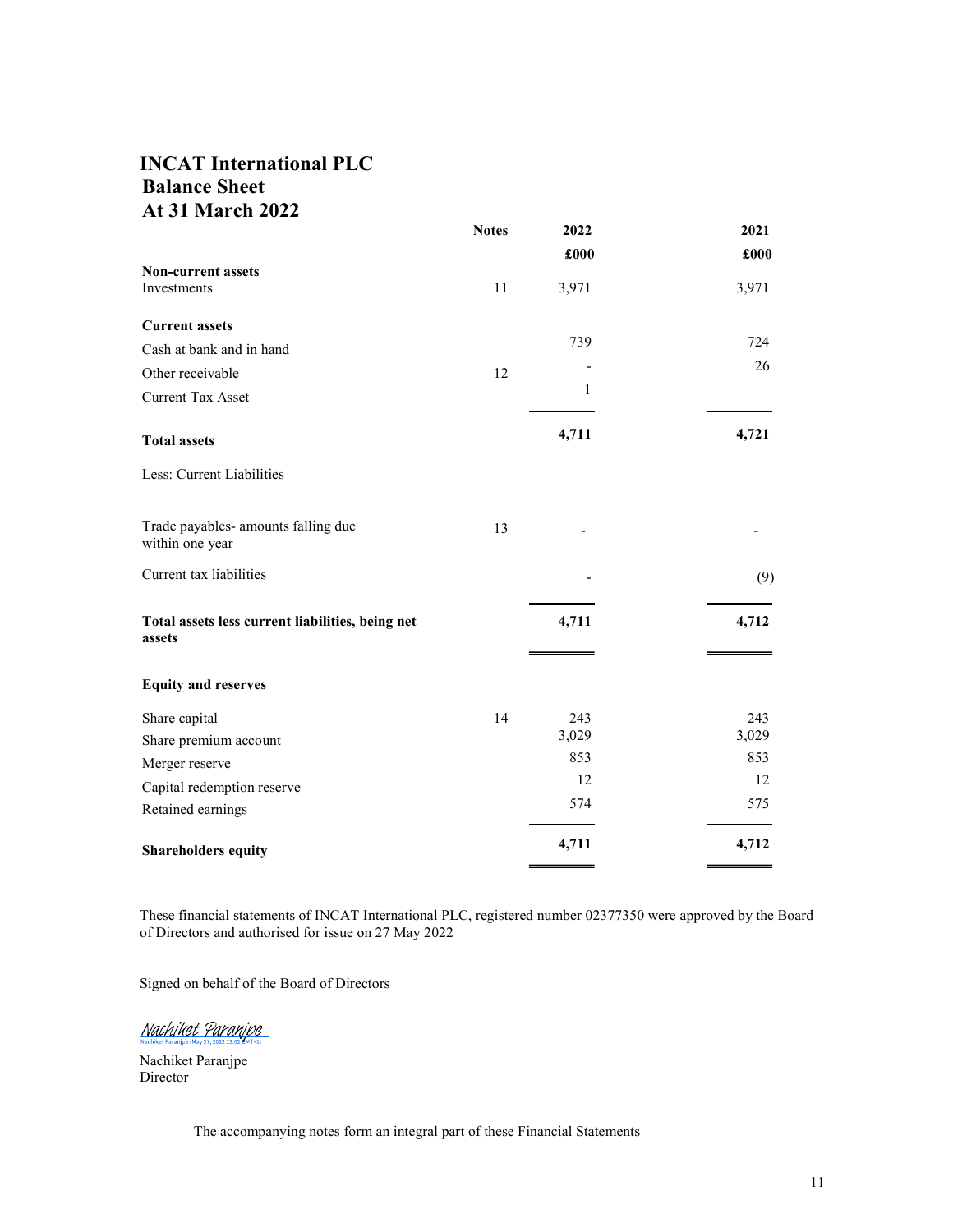# INCAT International PLC
## Balance Sheet
## At 31 March 2022

| | Notes | 2022 | 2021 |
|---|---|---|---|
| | | £000 | £000 |
| **Non-current assets** | | | |
| Investments | 11 | 3,971 | 3,971 |
| **Current assets** | | | |
| Cash at bank and in hand | | 739 | 724 |
| Other receivable | 12 | - | 26 |
| Current Tax Asset | | 1 | |
| **Total assets** | | **4,711** | **4,721** |
| Less: Current Liabilities | | | |
| Trade payables- amounts falling due within one year | 13 | - | - |
| Current tax liabilities | | - | (9) |
| **Total assets less current liabilities, being net assets** | | **4,711** | **4,712** |
| **Equity and reserves** | | | |
| Share capital | 14 | 243 | 243 |
| Share premium account | | 3,029 | 3,029 |
| Merger reserve | | 853 | 853 |
| Capital redemption reserve | | 12 | 12 |
| Retained earnings | | 574 | 575 |
| **Shareholders equity** | | **4,711** | **4,712** |

These financial statements of INCAT International PLC, registered number 02377350 were approved by the Board of Directors and authorised for issue on 27 May 2022

Signed on behalf of the Board of Directors

Nachiket Paranjpe
Nachiket Paranjpe (May 27, 2022 13:02 GMT+1)

Nachiket Paranjpe
Director

The accompanying notes form an integral part of these Financial Statements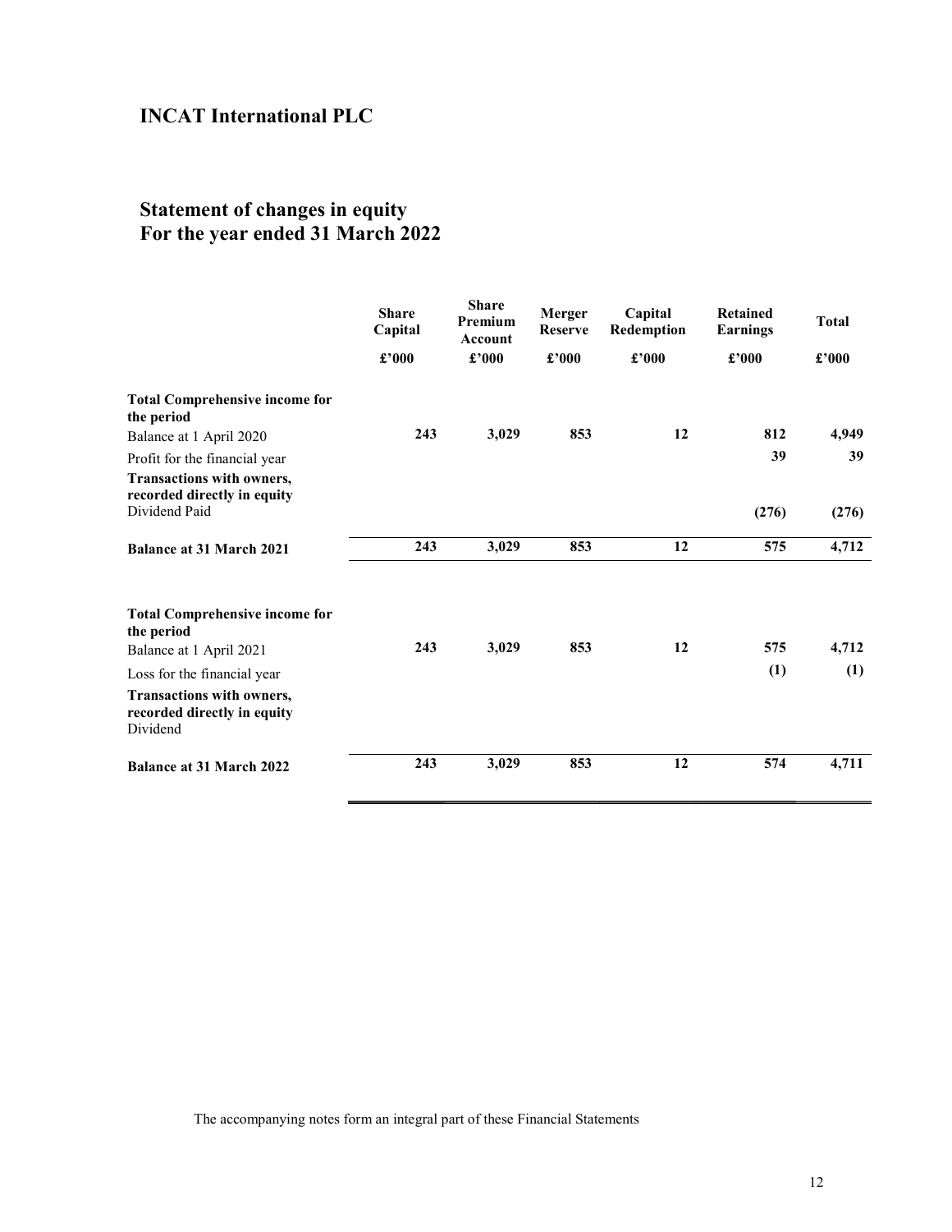# INCAT International PLC

## Statement of changes in equity
## For the year ended 31 March 2022

| | Share Capital | Share Premium Account | Merger Reserve | Capital Redemption | Retained Earnings | Total |
|---|---|---|---|---|---|---|
| | £'000 | £'000 | £'000 | £'000 | £'000 | £'000 |
| **Total Comprehensive income for the period** | | | | | | |
| Balance at 1 April 2020 | **243** | **3,029** | **853** | **12** | **812** | **4,949** |
| Profit for the financial year | | | | | **39** | **39** |
| **Transactions with owners, recorded directly in equity** | | | | | | |
| Dividend Paid | | | | | **(276)** | **(276)** |
| **Balance at 31 March 2021** | **243** | **3,029** | **853** | **12** | **575** | **4,712** |
| **Total Comprehensive income for the period** | | | | | | |
| Balance at 1 April 2021 | **243** | **3,029** | **853** | **12** | **575** | **4,712** |
| Loss for the financial year | | | | | **(1)** | **(1)** |
| **Transactions with owners, recorded directly in equity** | | | | | | |
| Dividend | | | | | | |
| **Balance at 31 March 2022** | **243** | **3,029** | **853** | **12** | **574** | **4,711** |

The accompanying notes form an integral part of these Financial Statements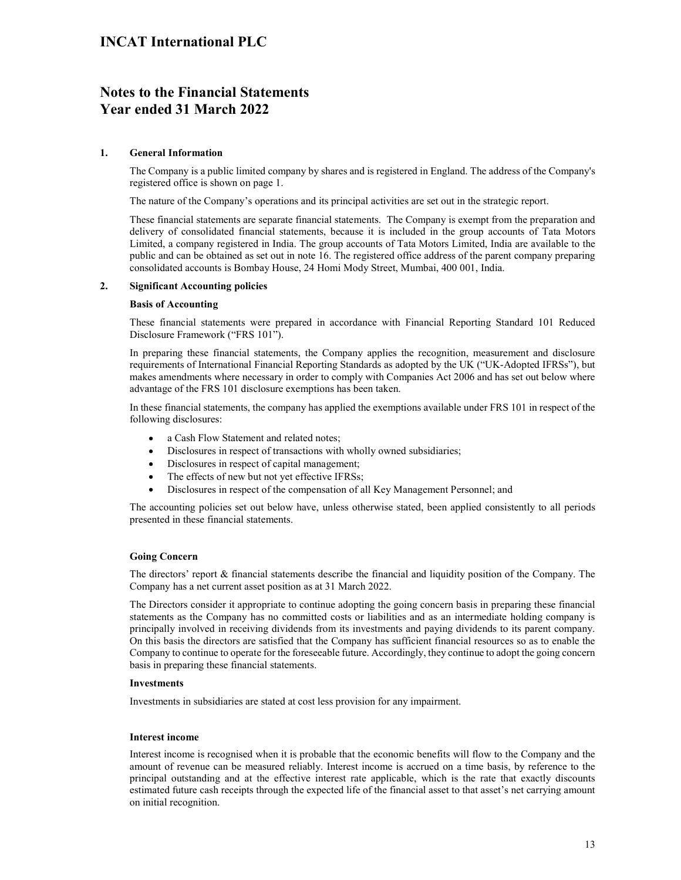# INCAT International PLC

## Notes to the Financial Statements
## Year ended 31 March 2022

### 1. General Information

The Company is a public limited company by shares and is registered in England. The address of the Company's registered office is shown on page 1.

The nature of the Company's operations and its principal activities are set out in the strategic report.

These financial statements are separate financial statements. The Company is exempt from the preparation and delivery of consolidated financial statements, because it is included in the group accounts of Tata Motors Limited, a company registered in India. The group accounts of Tata Motors Limited, India are available to the public and can be obtained as set out in note 16. The registered office address of the parent company preparing consolidated accounts is Bombay House, 24 Homi Mody Street, Mumbai, 400 001, India.

### 2. Significant Accounting policies

**Basis of Accounting**

These financial statements were prepared in accordance with Financial Reporting Standard 101 Reduced Disclosure Framework ("FRS 101").

In preparing these financial statements, the Company applies the recognition, measurement and disclosure requirements of International Financial Reporting Standards as adopted by the UK ("UK-Adopted IFRSs"), but makes amendments where necessary in order to comply with Companies Act 2006 and has set out below where advantage of the FRS 101 disclosure exemptions has been taken.

In these financial statements, the company has applied the exemptions available under FRS 101 in respect of the following disclosures:

- a Cash Flow Statement and related notes;
- Disclosures in respect of transactions with wholly owned subsidiaries;
- Disclosures in respect of capital management;
- The effects of new but not yet effective IFRSs;
- Disclosures in respect of the compensation of all Key Management Personnel; and

The accounting policies set out below have, unless otherwise stated, been applied consistently to all periods presented in these financial statements.

**Going Concern**

The directors' report & financial statements describe the financial and liquidity position of the Company. The Company has a net current asset position as at 31 March 2022.

The Directors consider it appropriate to continue adopting the going concern basis in preparing these financial statements as the Company has no committed costs or liabilities and as an intermediate holding company is principally involved in receiving dividends from its investments and paying dividends to its parent company. On this basis the directors are satisfied that the Company has sufficient financial resources so as to enable the Company to continue to operate for the foreseeable future. Accordingly, they continue to adopt the going concern basis in preparing these financial statements.

**Investments**

Investments in subsidiaries are stated at cost less provision for any impairment.

**Interest income**

Interest income is recognised when it is probable that the economic benefits will flow to the Company and the amount of revenue can be measured reliably. Interest income is accrued on a time basis, by reference to the principal outstanding and at the effective interest rate applicable, which is the rate that exactly discounts estimated future cash receipts through the expected life of the financial asset to that asset's net carrying amount on initial recognition.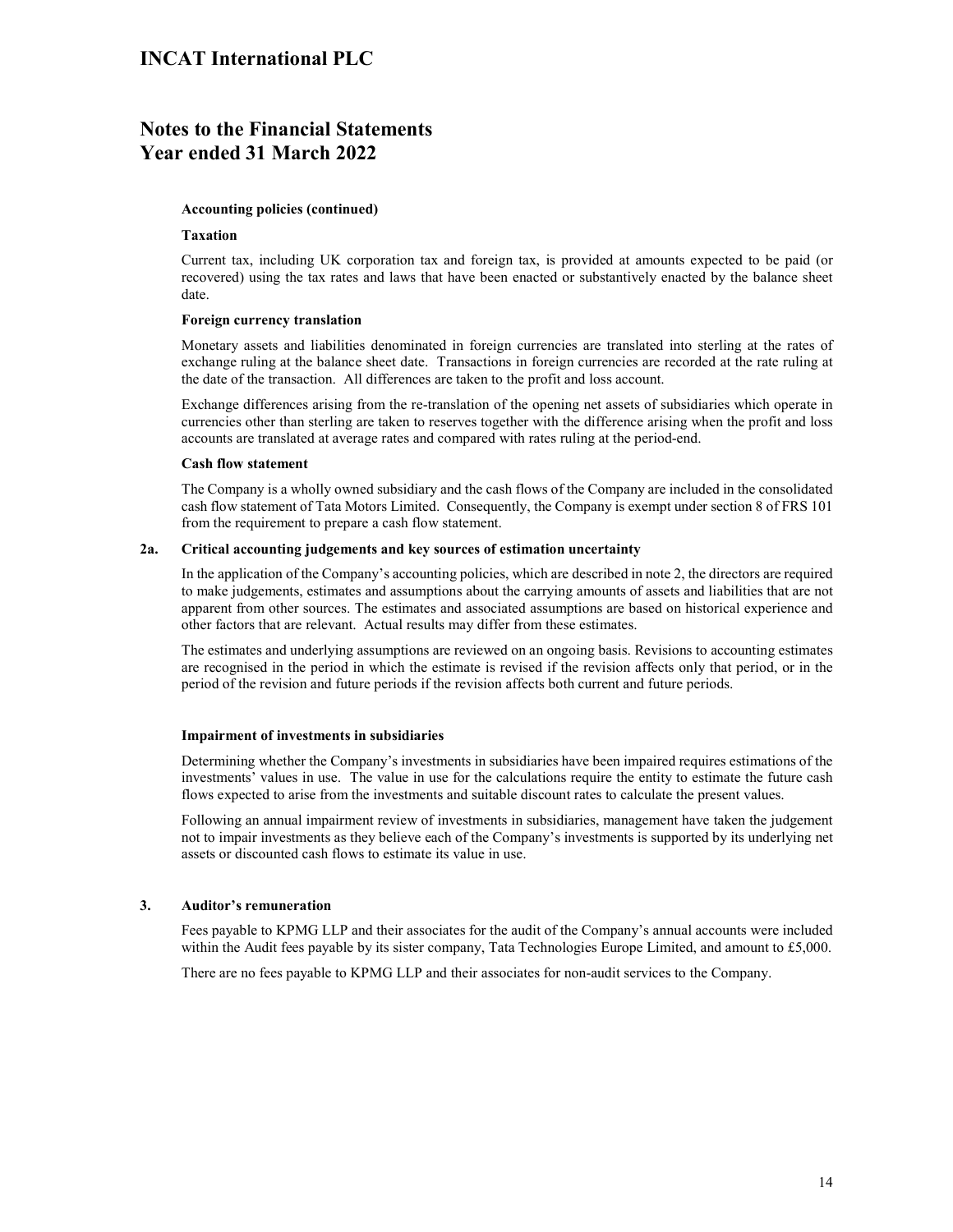**Accounting policies (continued)**

**Taxation**

Current tax, including UK corporation tax and foreign tax, is provided at amounts expected to be paid (or recovered) using the tax rates and laws that have been enacted or substantively enacted by the balance sheet date.

**Foreign currency translation**

Monetary assets and liabilities denominated in foreign currencies are translated into sterling at the rates of exchange ruling at the balance sheet date. Transactions in foreign currencies are recorded at the rate ruling at the date of the transaction. All differences are taken to the profit and loss account.

Exchange differences arising from the re-translation of the opening net assets of subsidiaries which operate in currencies other than sterling are taken to reserves together with the difference arising when the profit and loss accounts are translated at average rates and compared with rates ruling at the period-end.

**Cash flow statement**

The Company is a wholly owned subsidiary and the cash flows of the Company are included in the consolidated cash flow statement of Tata Motors Limited. Consequently, the Company is exempt under section 8 of FRS 101 from the requirement to prepare a cash flow statement.

## 2a. Critical accounting judgements and key sources of estimation uncertainty

In the application of the Company's accounting policies, which are described in note 2, the directors are required to make judgements, estimates and assumptions about the carrying amounts of assets and liabilities that are not apparent from other sources. The estimates and associated assumptions are based on historical experience and other factors that are relevant. Actual results may differ from these estimates.

The estimates and underlying assumptions are reviewed on an ongoing basis. Revisions to accounting estimates are recognised in the period in which the estimate is revised if the revision affects only that period, or in the period of the revision and future periods if the revision affects both current and future periods.

**Impairment of investments in subsidiaries**

Determining whether the Company's investments in subsidiaries have been impaired requires estimations of the investments' values in use. The value in use for the calculations require the entity to estimate the future cash flows expected to arise from the investments and suitable discount rates to calculate the present values.

Following an annual impairment review of investments in subsidiaries, management have taken the judgement not to impair investments as they believe each of the Company's investments is supported by its underlying net assets or discounted cash flows to estimate its value in use.

## 3. Auditor's remuneration

Fees payable to KPMG LLP and their associates for the audit of the Company's annual accounts were included within the Audit fees payable by its sister company, Tata Technologies Europe Limited, and amount to £5,000.

There are no fees payable to KPMG LLP and their associates for non-audit services to the Company.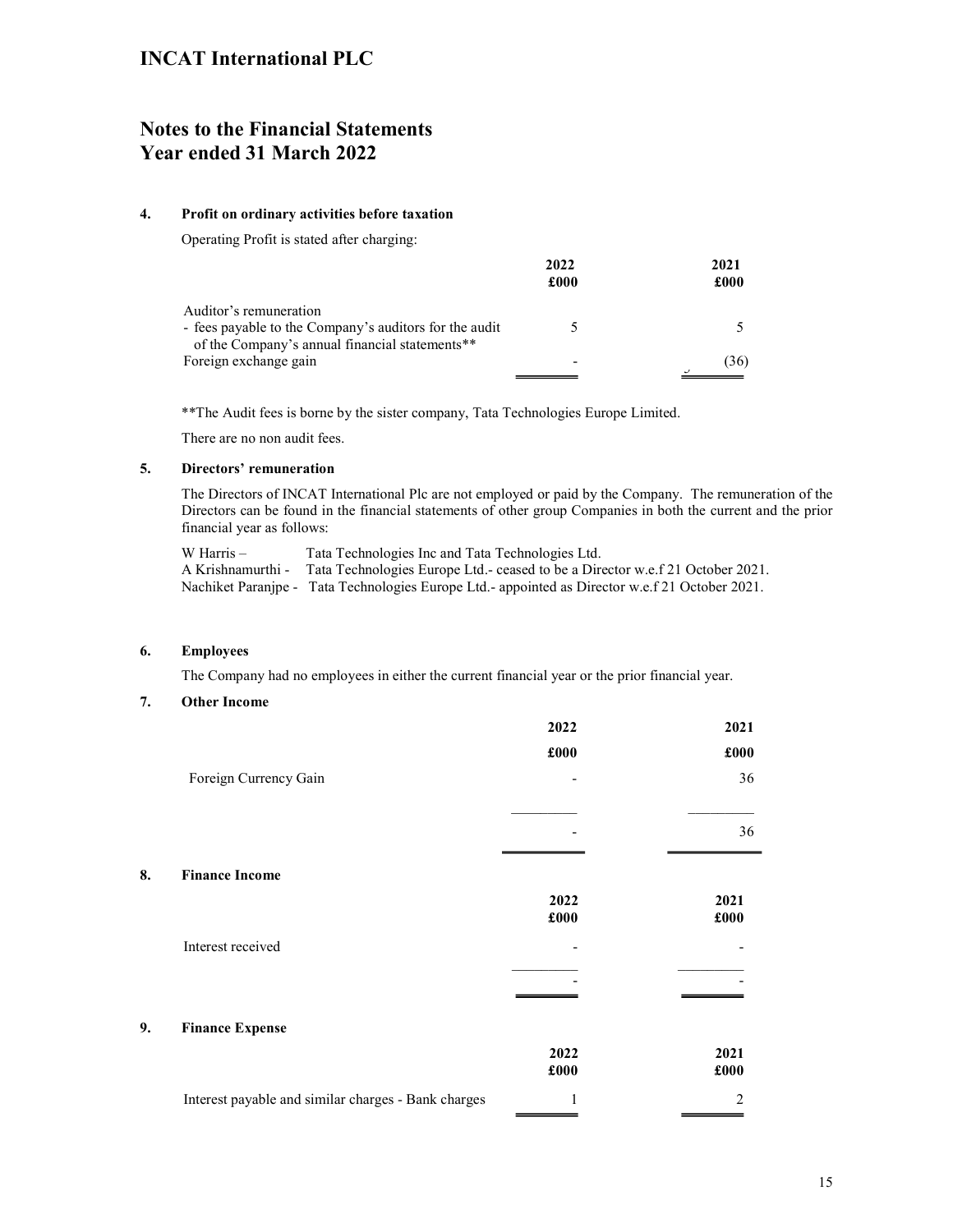# INCAT International PLC

## Notes to the Financial Statements
## Year ended 31 March 2022

### 4. Profit on ordinary activities before taxation

Operating Profit is stated after charging:

| | 2022 £000 | 2021 £000 |
|---|---|---|
| Auditor's remuneration | | |
| - fees payable to the Company's auditors for the audit of the Company's annual financial statements** | 5 | 5 |
| Foreign exchange gain | - | (36) |

**The Audit fees is borne by the sister company, Tata Technologies Europe Limited.

There are no non audit fees.

### 5. Directors' remuneration

The Directors of INCAT International Plc are not employed or paid by the Company. The remuneration of the Directors can be found in the financial statements of other group Companies in both the current and the prior financial year as follows:

W Harris – Tata Technologies Inc and Tata Technologies Ltd.
A Krishnamurthi - Tata Technologies Europe Ltd.- ceased to be a Director w.e.f 21 October 2021.
Nachiket Paranjpe - Tata Technologies Europe Ltd.- appointed as Director w.e.f 21 October 2021.

### 6. Employees

The Company had no employees in either the current financial year or the prior financial year.

### 7. Other Income

| | 2022 £000 | 2021 £000 |
|---|---|---|
| Foreign Currency Gain | - | 36 |
| | - | 36 |

### 8. Finance Income

| | 2022 £000 | 2021 £000 |
|---|---|---|
| Interest received | - | - |
| | - | - |

### 9. Finance Expense

| | 2022 £000 | 2021 £000 |
|---|---|---|
| Interest payable and similar charges - Bank charges | 1 | 2 |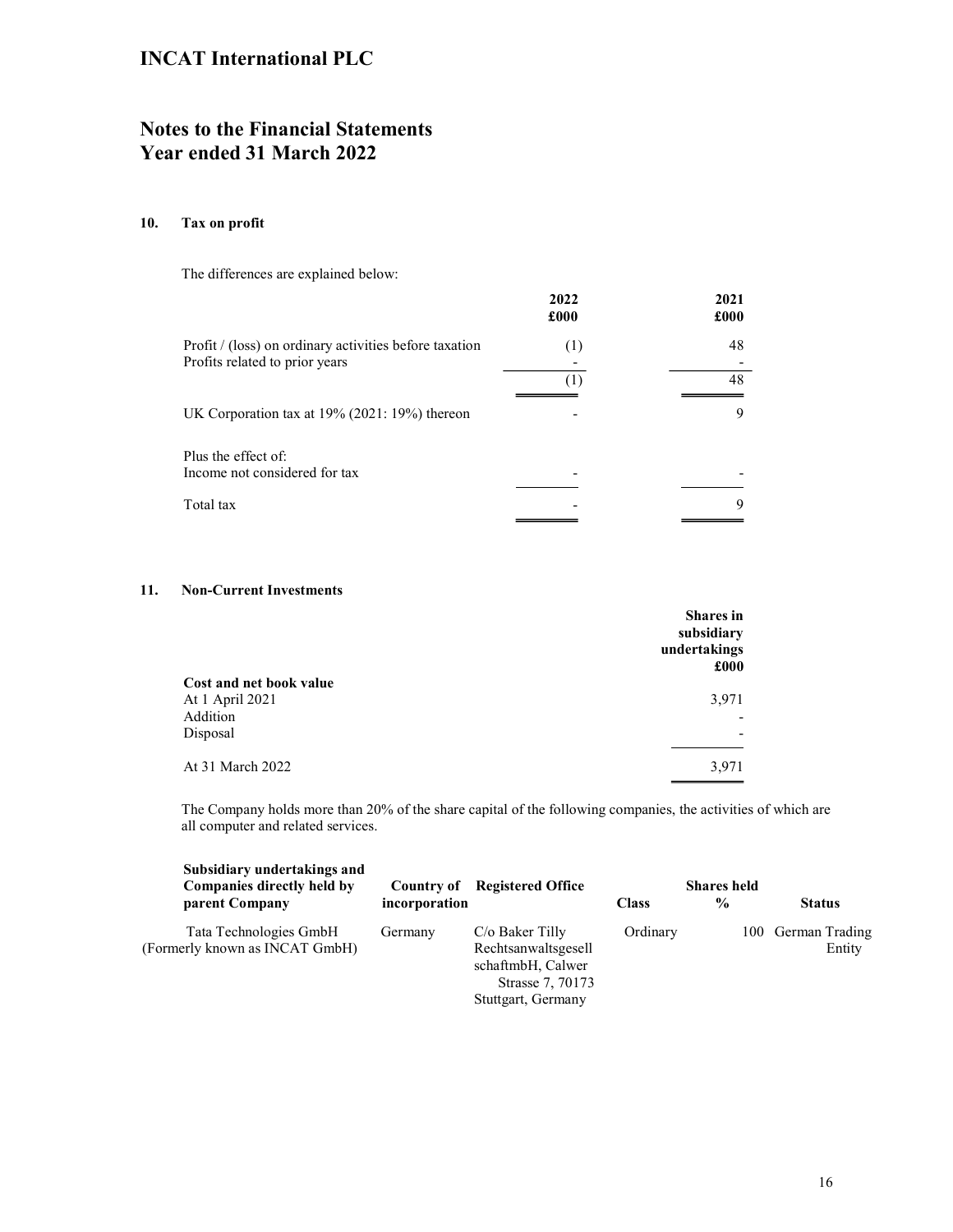# INCAT International PLC

## Notes to the Financial Statements
## Year ended 31 March 2022

### 10. Tax on profit

The differences are explained below:

| | 2022<br>£000 | 2021<br>£000 |
|---|---|---|
| Profit / (loss) on ordinary activities before taxation | (1) | 48 |
| Profits related to prior years | - | - |
| | (1) | 48 |
| UK Corporation tax at 19% (2021: 19%) thereon | - | 9 |
| Plus the effect of: | | |
| Income not considered for tax | - | - |
| Total tax | - | 9 |

### 11. Non-Current Investments

| | Shares in subsidiary undertakings<br>£000 |
|---|---|
| **Cost and net book value** | |
| At 1 April 2021 | 3,971 |
| Addition | - |
| Disposal | - |
| At 31 March 2022 | 3,971 |

The Company holds more than 20% of the share capital of the following companies, the activities of which are all computer and related services.

| Subsidiary undertakings and Companies directly held by parent Company | Country of incorporation | Registered Office | Class | Shares held % | Status |
|---|---|---|---|---|---|
| Tata Technologies GmbH (Formerly known as INCAT GmbH) | Germany | C/o Baker Tilly RechtsanwaltsgesellschaftmbH, Calwer Strasse 7, 70173 Stuttgart, Germany | Ordinary | 100 | German Trading Entity |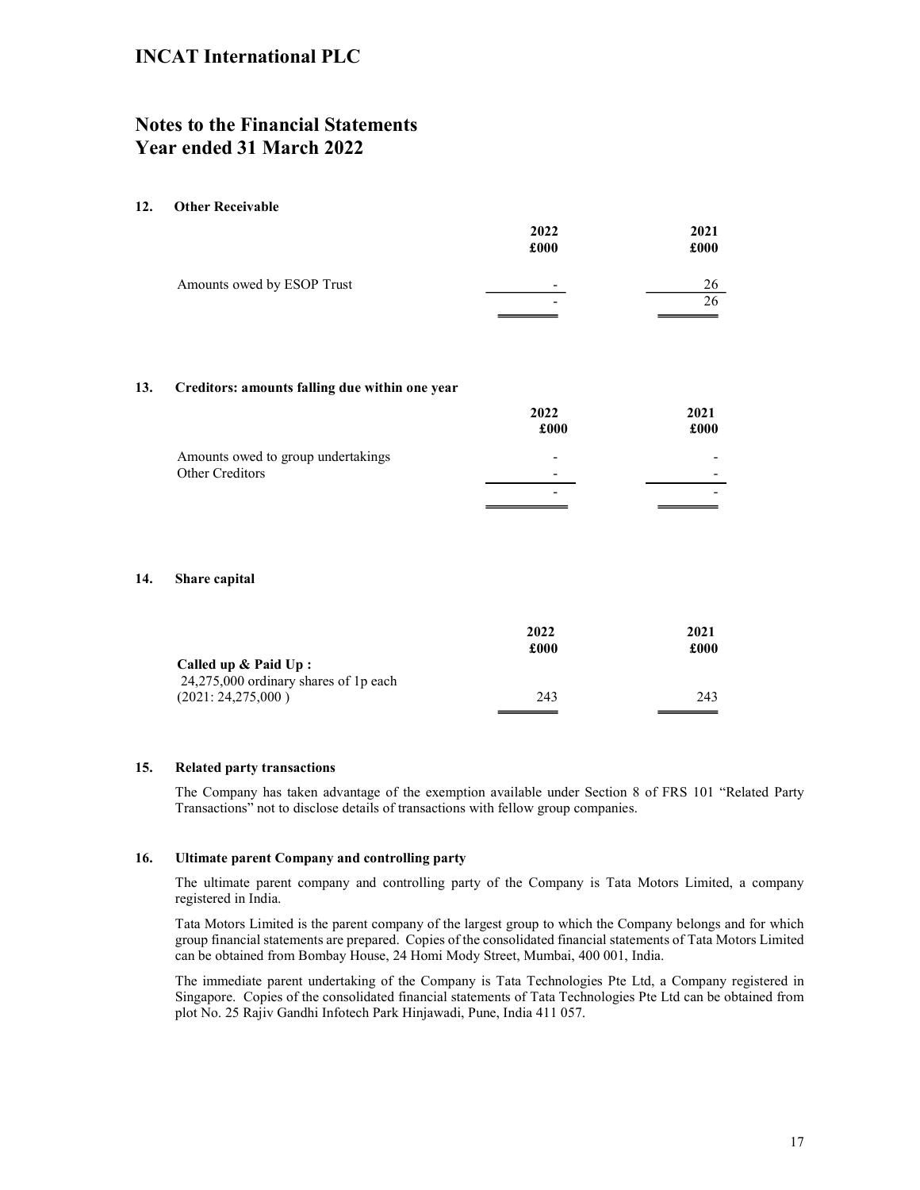# INCAT International PLC

## Notes to the Financial Statements
## Year ended 31 March 2022

### 12. Other Receivable

| | 2022<br>£000 | 2021<br>£000 |
|---|---|---|
| Amounts owed by ESOP Trust | - | 26 |
| | - | 26 |

### 13. Creditors: amounts falling due within one year

| | 2022<br>£000 | 2021<br>£000 |
|---|---|---|
| Amounts owed to group undertakings | - | - |
| Other Creditors | - | - |
| | - | - |

### 14. Share capital

| | 2022<br>£000 | 2021<br>£000 |
|---|---|---|
| **Called up & Paid Up :** | | |
| 24,275,000 ordinary shares of 1p each (2021: 24,275,000 ) | 243 | 243 |

### 15. Related party transactions

The Company has taken advantage of the exemption available under Section 8 of FRS 101 "Related Party Transactions" not to disclose details of transactions with fellow group companies.

### 16. Ultimate parent Company and controlling party

The ultimate parent company and controlling party of the Company is Tata Motors Limited, a company registered in India.

Tata Motors Limited is the parent company of the largest group to which the Company belongs and for which group financial statements are prepared. Copies of the consolidated financial statements of Tata Motors Limited can be obtained from Bombay House, 24 Homi Mody Street, Mumbai, 400 001, India.

The immediate parent undertaking of the Company is Tata Technologies Pte Ltd, a Company registered in Singapore. Copies of the consolidated financial statements of Tata Technologies Pte Ltd can be obtained from plot No. 25 Rajiv Gandhi Infotech Park Hinjawadi, Pune, India 411 057.